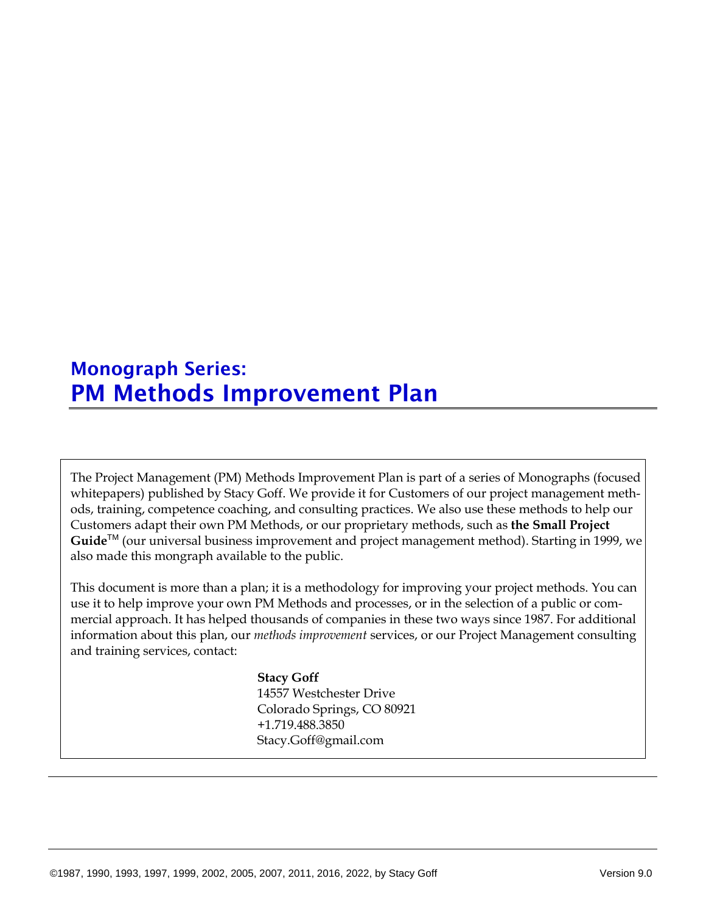# Monograph Series:
# PM Methods Improvement Plan

The Project Management (PM) Methods Improvement Plan is part of a series of Monographs (focused whitepapers) published by Stacy Goff. We provide it for Customers of our project management methods, training, competence coaching, and consulting practices. We also use these methods to help our Customers adapt their own PM Methods, or our proprietary methods, such as **the Small Project Guide**™ (our universal business improvement and project management method). Starting in 1999, we also made this mongraph available to the public.

This document is more than a plan; it is a methodology for improving your project methods. You can use it to help improve your own PM Methods and processes, or in the selection of a public or commercial approach. It has helped thousands of companies in these two ways since 1987. For additional information about this plan, our *methods improvement* services, or our Project Management consulting and training services, contact:

**Stacy Goff**
14557 Westchester Drive
Colorado Springs, CO 80921
+1.719.488.3850
Stacy.Goff@gmail.com

©1987, 1990, 1993, 1997, 1999, 2002, 2005, 2007, 2011, 2016, 2022, by Stacy Goff — Version 9.0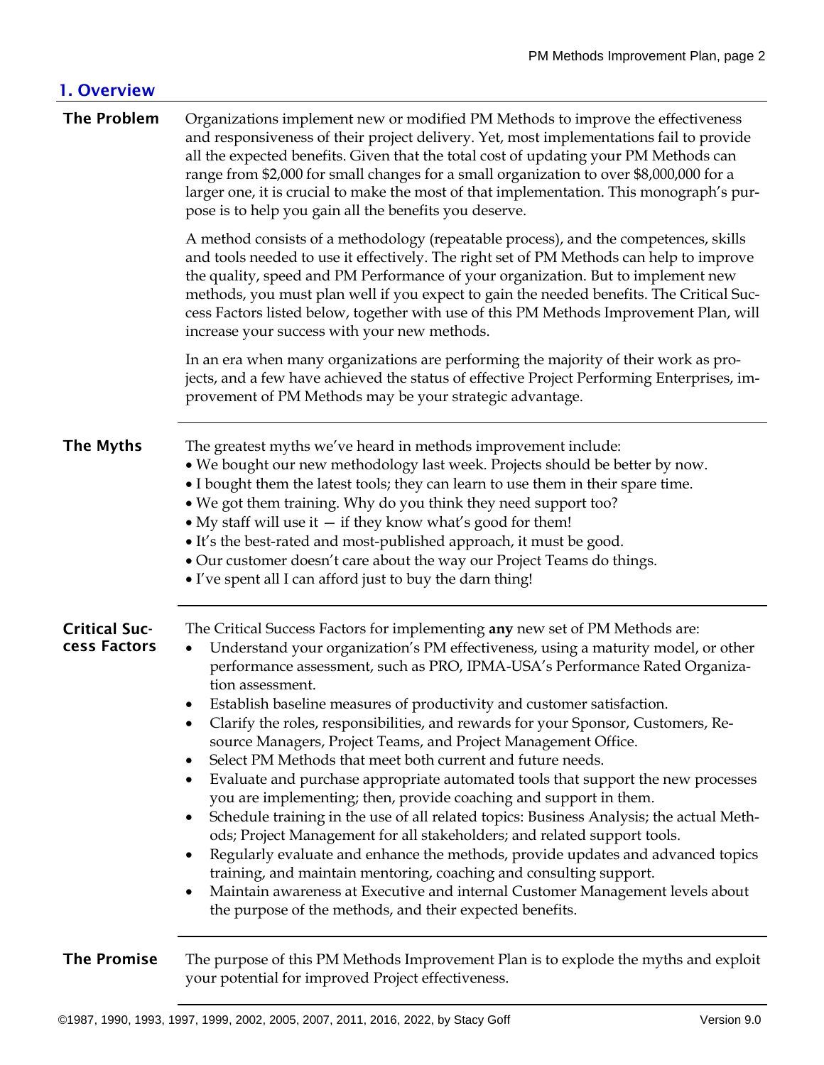## 1. Overview

### The Problem

Organizations implement new or modified PM Methods to improve the effectiveness and responsiveness of their project delivery. Yet, most implementations fail to provide all the expected benefits. Given that the total cost of updating your PM Methods can range from $2,000 for small changes for a small organization to over $8,000,000 for a larger one, it is crucial to make the most of that implementation. This monograph's purpose is to help you gain all the benefits you deserve.

A method consists of a methodology (repeatable process), and the competences, skills and tools needed to use it effectively. The right set of PM Methods can help to improve the quality, speed and PM Performance of your organization. But to implement new methods, you must plan well if you expect to gain the needed benefits. The Critical Success Factors listed below, together with use of this PM Methods Improvement Plan, will increase your success with your new methods.

In an era when many organizations are performing the majority of their work as projects, and a few have achieved the status of effective Project Performing Enterprises, improvement of PM Methods may be your strategic advantage.

### The Myths

The greatest myths we've heard in methods improvement include:

- We bought our new methodology last week. Projects should be better by now.
- I bought them the latest tools; they can learn to use them in their spare time.
- We got them training. Why do you think they need support too?
- My staff will use it — if they know what's good for them!
- It's the best-rated and most-published approach, it must be good.
- Our customer doesn't care about the way our Project Teams do things.
- I've spent all I can afford just to buy the darn thing!

### Critical Success Factors

The Critical Success Factors for implementing **any** new set of PM Methods are:

- Understand your organization's PM effectiveness, using a maturity model, or other performance assessment, such as PRO, IPMA-USA's Performance Rated Organization assessment.
- Establish baseline measures of productivity and customer satisfaction.
- Clarify the roles, responsibilities, and rewards for your Sponsor, Customers, Resource Managers, Project Teams, and Project Management Office.
- Select PM Methods that meet both current and future needs.
- Evaluate and purchase appropriate automated tools that support the new processes you are implementing; then, provide coaching and support in them.
- Schedule training in the use of all related topics: Business Analysis; the actual Methods; Project Management for all stakeholders; and related support tools.
- Regularly evaluate and enhance the methods, provide updates and advanced topics training, and maintain mentoring, coaching and consulting support.
- Maintain awareness at Executive and internal Customer Management levels about the purpose of the methods, and their expected benefits.

### The Promise

The purpose of this PM Methods Improvement Plan is to explode the myths and exploit your potential for improved Project effectiveness.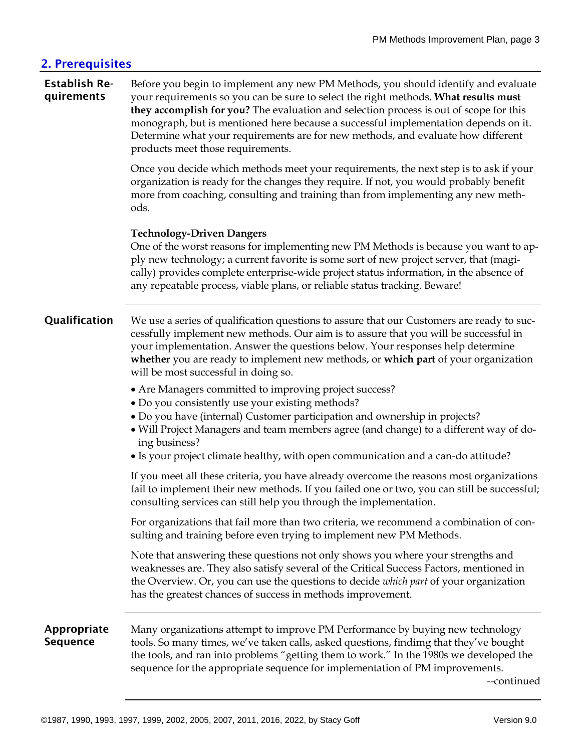## 2. Prerequisites

### Establish Requirements

Before you begin to implement any new PM Methods, you should identify and evaluate your requirements so you can be sure to select the right methods. **What results must they accomplish for you?** The evaluation and selection process is out of scope for this monograph, but is mentioned here because a successful implementation depends on it. Determine what your requirements are for new methods, and evaluate how different products meet those requirements.

Once you decide which methods meet your requirements, the next step is to ask if your organization is ready for the changes they require. If not, you would probably benefit more from coaching, consulting and training than from implementing any new methods.

**Technology-Driven Dangers**
One of the worst reasons for implementing new PM Methods is because you want to apply new technology; a current favorite is some sort of new project server, that (magically) provides complete enterprise-wide project status information, in the absence of any repeatable process, viable plans, or reliable status tracking. Beware!

### Qualification

We use a series of qualification questions to assure that our Customers are ready to successfully implement new methods. Our aim is to assure that you will be successful in your implementation. Answer the questions below. Your responses help determine **whether** you are ready to implement new methods, or **which part** of your organization will be most successful in doing so.

- Are Managers committed to improving project success?
- Do you consistently use your existing methods?
- Do you have (internal) Customer participation and ownership in projects?
- Will Project Managers and team members agree (and change) to a different way of doing business?
- Is your project climate healthy, with open communication and a can-do attitude?

If you meet all these criteria, you have already overcome the reasons most organizations fail to implement their new methods. If you failed one or two, you can still be successful; consulting services can still help you through the implementation.

For organizations that fail more than two criteria, we recommend a combination of consulting and training before even trying to implement new PM Methods.

Note that answering these questions not only shows you where your strengths and weaknesses are. They also satisfy several of the Critical Success Factors, mentioned in the Overview. Or, you can use the questions to decide *which part* of your organization has the greatest chances of success in methods improvement.

### Appropriate Sequence

Many organizations attempt to improve PM Performance by buying new technology tools. So many times, we've taken calls, asked questions, findimg that they've bought the tools, and ran into problems "getting them to work." In the 1980s we developed the sequence for the appropriate sequence for implementation of PM improvements.

--continued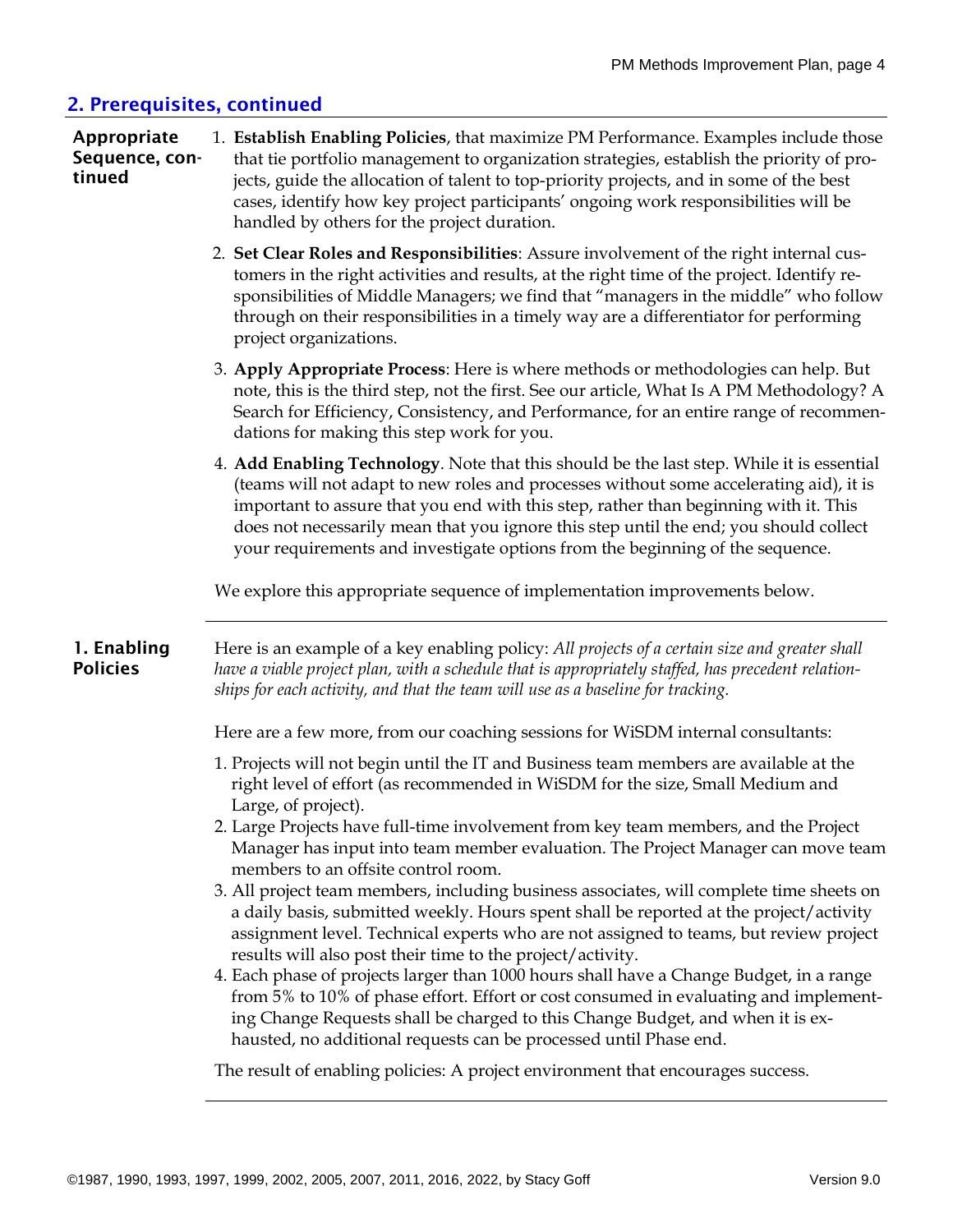## 2. Prerequisites, continued

**Appropriate Sequence, continued**

1. **Establish Enabling Policies**, that maximize PM Performance. Examples include those that tie portfolio management to organization strategies, establish the priority of projects, guide the allocation of talent to top-priority projects, and in some of the best cases, identify how key project participants' ongoing work responsibilities will be handled by others for the project duration.
2. **Set Clear Roles and Responsibilities**: Assure involvement of the right internal customers in the right activities and results, at the right time of the project. Identify responsibilities of Middle Managers; we find that "managers in the middle" who follow through on their responsibilities in a timely way are a differentiator for performing project organizations.
3. **Apply Appropriate Process**: Here is where methods or methodologies can help. But note, this is the third step, not the first. See our article, What Is A PM Methodology? A Search for Efficiency, Consistency, and Performance, for an entire range of recommendations for making this step work for you.
4. **Add Enabling Technology**. Note that this should be the last step. While it is essential (teams will not adapt to new roles and processes without some accelerating aid), it is important to assure that you end with this step, rather than beginning with it. This does not necessarily mean that you ignore this step until the end; you should collect your requirements and investigate options from the beginning of the sequence.

We explore this appropriate sequence of implementation improvements below.

---

**1. Enabling Policies**

Here is an example of a key enabling policy: *All projects of a certain size and greater shall have a viable project plan, with a schedule that is appropriately staffed, has precedent relationships for each activity, and that the team will use as a baseline for tracking.*

Here are a few more, from our coaching sessions for WiSDM internal consultants:

1. Projects will not begin until the IT and Business team members are available at the right level of effort (as recommended in WiSDM for the size, Small Medium and Large, of project).
2. Large Projects have full-time involvement from key team members, and the Project Manager has input into team member evaluation. The Project Manager can move team members to an offsite control room.
3. All project team members, including business associates, will complete time sheets on a daily basis, submitted weekly. Hours spent shall be reported at the project/activity assignment level. Technical experts who are not assigned to teams, but review project results will also post their time to the project/activity.
4. Each phase of projects larger than 1000 hours shall have a Change Budget, in a range from 5% to 10% of phase effort. Effort or cost consumed in evaluating and implementing Change Requests shall be charged to this Change Budget, and when it is exhausted, no additional requests can be processed until Phase end.

The result of enabling policies: A project environment that encourages success.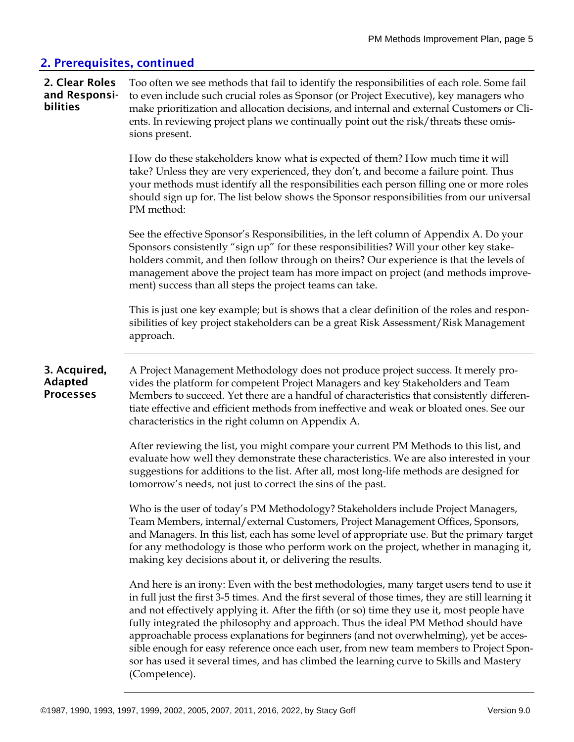## 2. Prerequisites, continued

### 2. Clear Roles and Responsibilities

Too often we see methods that fail to identify the responsibilities of each role. Some fail to even include such crucial roles as Sponsor (or Project Executive), key managers who make prioritization and allocation decisions, and internal and external Customers or Clients. In reviewing project plans we continually point out the risk/threats these omissions present.

How do these stakeholders know what is expected of them? How much time it will take? Unless they are very experienced, they don't, and become a failure point. Thus your methods must identify all the responsibilities each person filling one or more roles should sign up for. The list below shows the Sponsor responsibilities from our universal PM method:

See the effective Sponsor's Responsibilities, in the left column of Appendix A. Do your Sponsors consistently "sign up" for these responsibilities? Will your other key stakeholders commit, and then follow through on theirs? Our experience is that the levels of management above the project team has more impact on project (and methods improvement) success than all steps the project teams can take.

This is just one key example; but is shows that a clear definition of the roles and responsibilities of key project stakeholders can be a great Risk Assessment/Risk Management approach.

### 3. Acquired, Adapted Processes

A Project Management Methodology does not produce project success. It merely provides the platform for competent Project Managers and key Stakeholders and Team Members to succeed. Yet there are a handful of characteristics that consistently differentiate effective and efficient methods from ineffective and weak or bloated ones. See our characteristics in the right column on Appendix A.

After reviewing the list, you might compare your current PM Methods to this list, and evaluate how well they demonstrate these characteristics. We are also interested in your suggestions for additions to the list. After all, most long-life methods are designed for tomorrow's needs, not just to correct the sins of the past.

Who is the user of today's PM Methodology? Stakeholders include Project Managers, Team Members, internal/external Customers, Project Management Offices, Sponsors, and Managers. In this list, each has some level of appropriate use. But the primary target for any methodology is those who perform work on the project, whether in managing it, making key decisions about it, or delivering the results.

And here is an irony: Even with the best methodologies, many target users tend to use it in full just the first 3-5 times. And the first several of those times, they are still learning it and not effectively applying it. After the fifth (or so) time they use it, most people have fully integrated the philosophy and approach. Thus the ideal PM Method should have approachable process explanations for beginners (and not overwhelming), yet be accessible enough for easy reference once each user, from new team members to Project Sponsor has used it several times, and has climbed the learning curve to Skills and Mastery (Competence).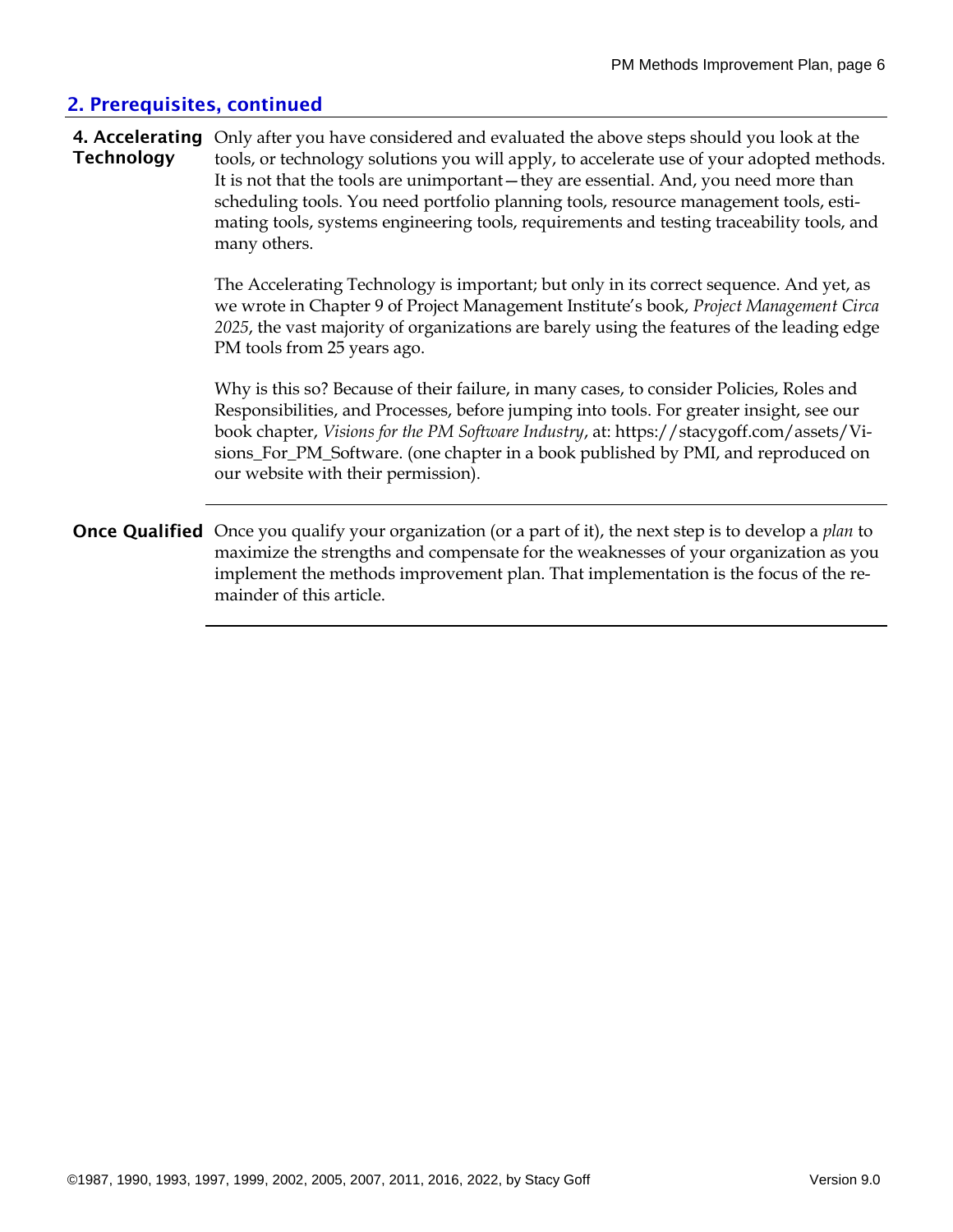## 2. Prerequisites, continued

**4. Accelerating Technology** Only after you have considered and evaluated the above steps should you look at the tools, or technology solutions you will apply, to accelerate use of your adopted methods. It is not that the tools are unimportant—they are essential. And, you need more than scheduling tools. You need portfolio planning tools, resource management tools, estimating tools, systems engineering tools, requirements and testing traceability tools, and many others.

The Accelerating Technology is important; but only in its correct sequence. And yet, as we wrote in Chapter 9 of Project Management Institute's book, *Project Management Circa 2025*, the vast majority of organizations are barely using the features of the leading edge PM tools from 25 years ago.

Why is this so? Because of their failure, in many cases, to consider Policies, Roles and Responsibilities, and Processes, before jumping into tools. For greater insight, see our book chapter, *Visions for the PM Software Industry*, at: https://stacygoff.com/assets/Visions_For_PM_Software. (one chapter in a book published by PMI, and reproduced on our website with their permission).

---

**Once Qualified** Once you qualify your organization (or a part of it), the next step is to develop a *plan* to maximize the strengths and compensate for the weaknesses of your organization as you implement the methods improvement plan. That implementation is the focus of the remainder of this article.

---

©1987, 1990, 1993, 1997, 1999, 2002, 2005, 2007, 2011, 2016, 2022, by Stacy Goff

Version 9.0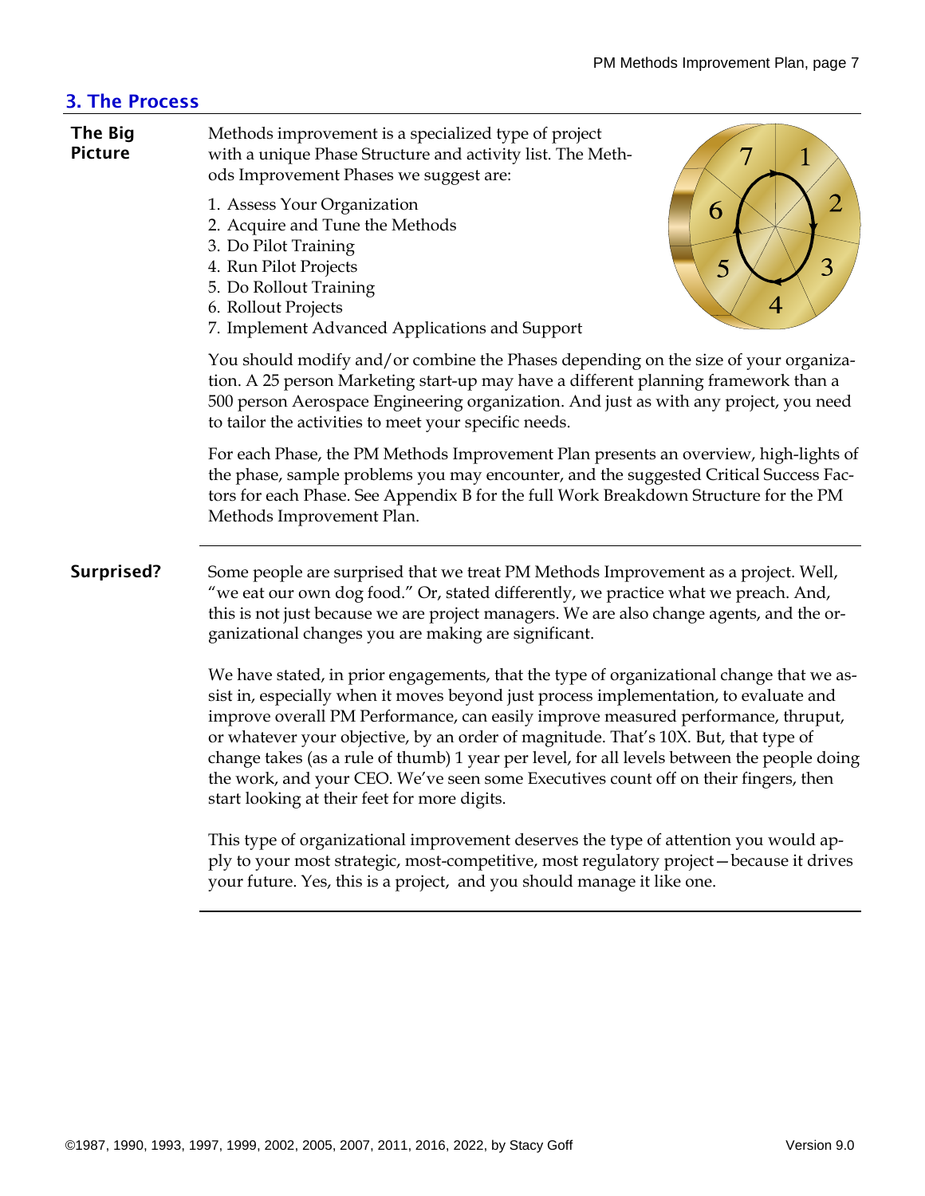## 3. The Process

**The Big Picture**

Methods improvement is a specialized type of project with a unique Phase Structure and activity list. The Methods Improvement Phases we suggest are:

1. Assess Your Organization
2. Acquire and Tune the Methods
3. Do Pilot Training
4. Run Pilot Projects
5. Do Rollout Training
6. Rollout Projects
7. Implement Advanced Applications and Support

You should modify and/or combine the Phases depending on the size of your organization. A 25 person Marketing start-up may have a different planning framework than a 500 person Aerospace Engineering organization. And just as with any project, you need to tailor the activities to meet your specific needs.

For each Phase, the PM Methods Improvement Plan presents an overview, high-lights of the phase, sample problems you may encounter, and the suggested Critical Success Factors for each Phase. See Appendix B for the full Work Breakdown Structure for the PM Methods Improvement Plan.

**Surprised?**

Some people are surprised that we treat PM Methods Improvement as a project. Well, "we eat our own dog food." Or, stated differently, we practice what we preach. And, this is not just because we are project managers. We are also change agents, and the organizational changes you are making are significant.

We have stated, in prior engagements, that the type of organizational change that we assist in, especially when it moves beyond just process implementation, to evaluate and improve overall PM Performance, can easily improve measured performance, thruput, or whatever your objective, by an order of magnitude. That's 10X. But, that type of change takes (as a rule of thumb) 1 year per level, for all levels between the people doing the work, and your CEO. We've seen some Executives count off on their fingers, then start looking at their feet for more digits.

This type of organizational improvement deserves the type of attention you would apply to your most strategic, most-competitive, most regulatory project—because it drives your future. Yes, this is a project, and you should manage it like one.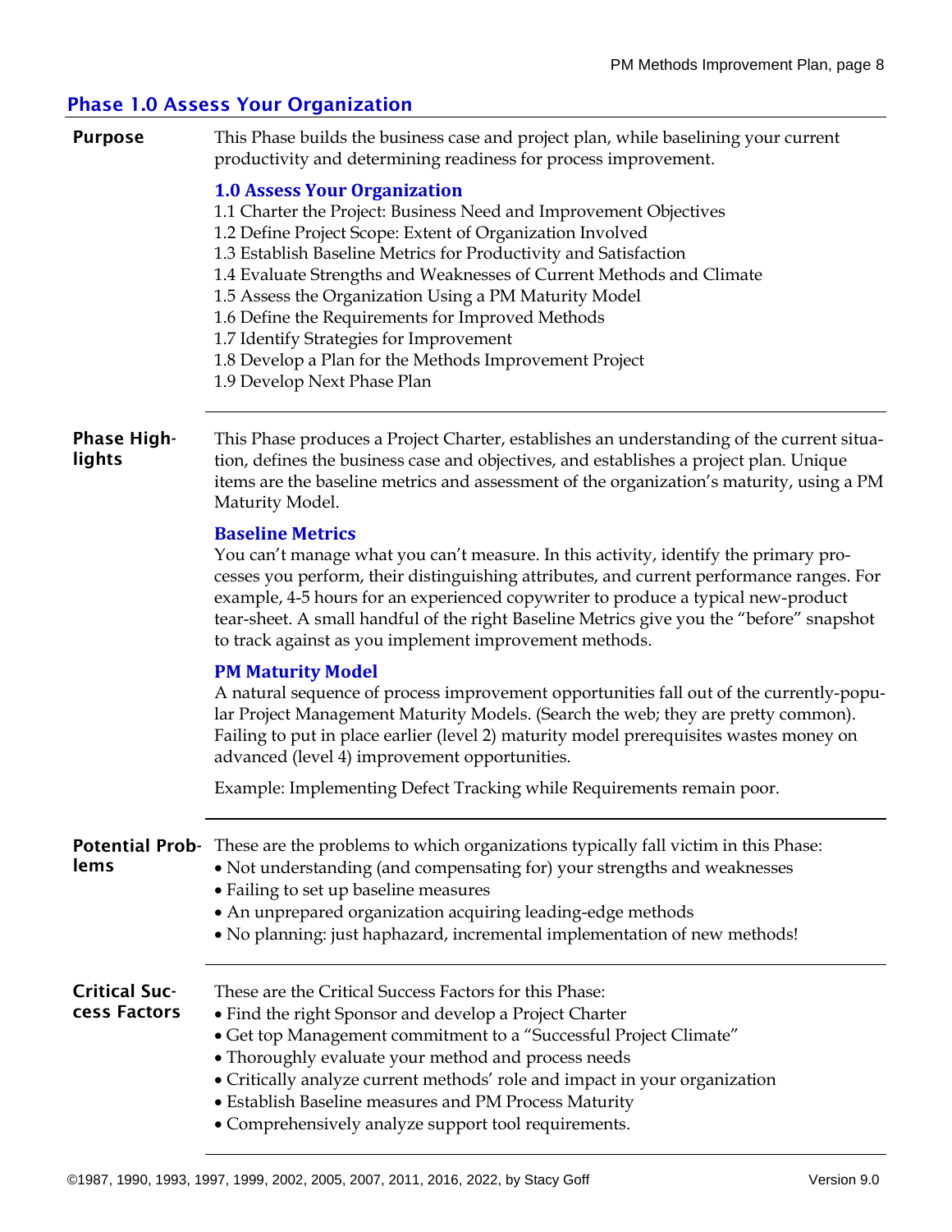## Phase 1.0 Assess Your Organization

**Purpose**

This Phase builds the business case and project plan, while baselining your current productivity and determining readiness for process improvement.

### 1.0 Assess Your Organization

1.1 Charter the Project: Business Need and Improvement Objectives
1.2 Define Project Scope: Extent of Organization Involved
1.3 Establish Baseline Metrics for Productivity and Satisfaction
1.4 Evaluate Strengths and Weaknesses of Current Methods and Climate
1.5 Assess the Organization Using a PM Maturity Model
1.6 Define the Requirements for Improved Methods
1.7 Identify Strategies for Improvement
1.8 Develop a Plan for the Methods Improvement Project
1.9 Develop Next Phase Plan

**Phase Highlights**

This Phase produces a Project Charter, establishes an understanding of the current situation, defines the business case and objectives, and establishes a project plan. Unique items are the baseline metrics and assessment of the organization's maturity, using a PM Maturity Model.

### Baseline Metrics

You can't manage what you can't measure. In this activity, identify the primary processes you perform, their distinguishing attributes, and current performance ranges. For example, 4-5 hours for an experienced copywriter to produce a typical new-product tear-sheet. A small handful of the right Baseline Metrics give you the "before" snapshot to track against as you implement improvement methods.

### PM Maturity Model

A natural sequence of process improvement opportunities fall out of the currently-popular Project Management Maturity Models. (Search the web; they are pretty common). Failing to put in place earlier (level 2) maturity model prerequisites wastes money on advanced (level 4) improvement opportunities.

Example: Implementing Defect Tracking while Requirements remain poor.

**Potential Problems**

These are the problems to which organizations typically fall victim in this Phase:

- Not understanding (and compensating for) your strengths and weaknesses
- Failing to set up baseline measures
- An unprepared organization acquiring leading-edge methods
- No planning: just haphazard, incremental implementation of new methods!

**Critical Success Factors**

These are the Critical Success Factors for this Phase:

- Find the right Sponsor and develop a Project Charter
- Get top Management commitment to a "Successful Project Climate"
- Thoroughly evaluate your method and process needs
- Critically analyze current methods' role and impact in your organization
- Establish Baseline measures and PM Process Maturity
- Comprehensively analyze support tool requirements.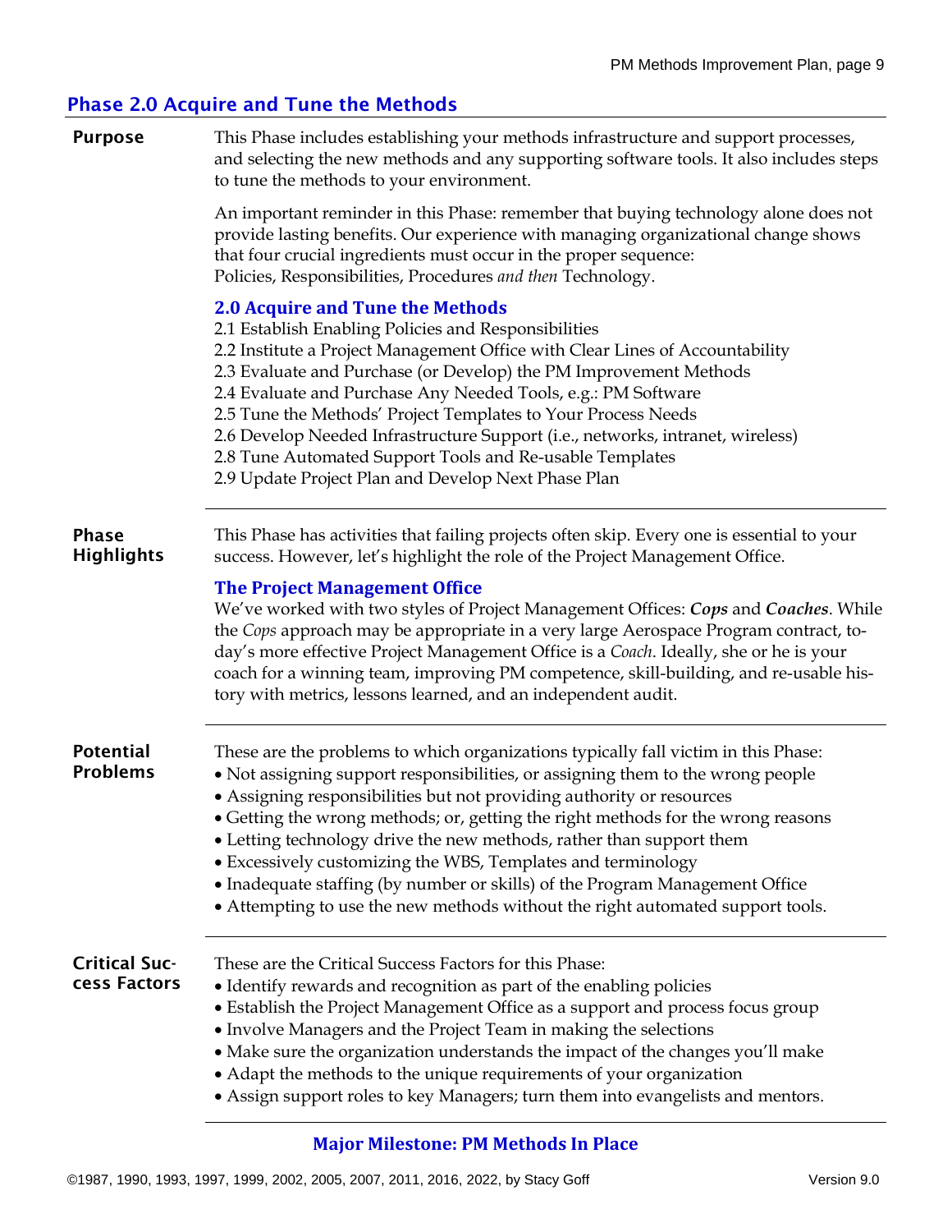## Phase 2.0 Acquire and Tune the Methods

**Purpose**

This Phase includes establishing your methods infrastructure and support processes, and selecting the new methods and any supporting software tools. It also includes steps to tune the methods to your environment.

An important reminder in this Phase: remember that buying technology alone does not provide lasting benefits. Our experience with managing organizational change shows that four crucial ingredients must occur in the proper sequence:
Policies, Responsibilities, Procedures *and then* Technology.

### 2.0 Acquire and Tune the Methods

2.1 Establish Enabling Policies and Responsibilities
2.2 Institute a Project Management Office with Clear Lines of Accountability
2.3 Evaluate and Purchase (or Develop) the PM Improvement Methods
2.4 Evaluate and Purchase Any Needed Tools, e.g.: PM Software
2.5 Tune the Methods' Project Templates to Your Process Needs
2.6 Develop Needed Infrastructure Support (i.e., networks, intranet, wireless)
2.8 Tune Automated Support Tools and Re-usable Templates
2.9 Update Project Plan and Develop Next Phase Plan

---

**Phase Highlights**

This Phase has activities that failing projects often skip. Every one is essential to your success. However, let's highlight the role of the Project Management Office.

### The Project Management Office

We've worked with two styles of Project Management Offices: ***Cops*** and ***Coaches***. While the *Cops* approach may be appropriate in a very large Aerospace Program contract, today's more effective Project Management Office is a *Coach*. Ideally, she or he is your coach for a winning team, improving PM competence, skill-building, and re-usable history with metrics, lessons learned, and an independent audit.

---

**Potential Problems**

These are the problems to which organizations typically fall victim in this Phase:

- Not assigning support responsibilities, or assigning them to the wrong people
- Assigning responsibilities but not providing authority or resources
- Getting the wrong methods; or, getting the right methods for the wrong reasons
- Letting technology drive the new methods, rather than support them
- Excessively customizing the WBS, Templates and terminology
- Inadequate staffing (by number or skills) of the Program Management Office
- Attempting to use the new methods without the right automated support tools.

---

**Critical Success Factors**

These are the Critical Success Factors for this Phase:

- Identify rewards and recognition as part of the enabling policies
- Establish the Project Management Office as a support and process focus group
- Involve Managers and the Project Team in making the selections
- Make sure the organization understands the impact of the changes you'll make
- Adapt the methods to the unique requirements of your organization
- Assign support roles to key Managers; turn them into evangelists and mentors.

---

**Major Milestone: PM Methods In Place**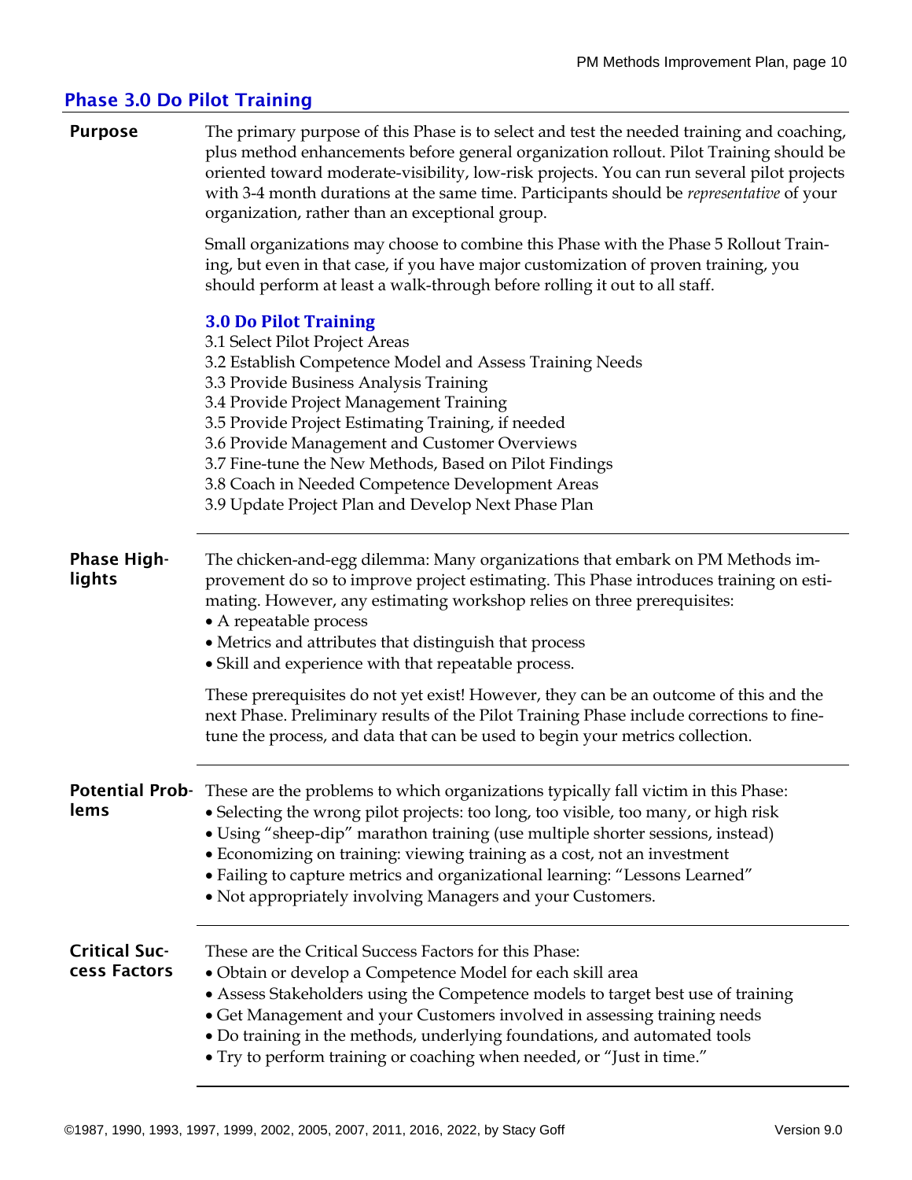## Phase 3.0 Do Pilot Training

**Purpose**

The primary purpose of this Phase is to select and test the needed training and coaching, plus method enhancements before general organization rollout. Pilot Training should be oriented toward moderate-visibility, low-risk projects. You can run several pilot projects with 3-4 month durations at the same time. Participants should be *representative* of your organization, rather than an exceptional group.

Small organizations may choose to combine this Phase with the Phase 5 Rollout Training, but even in that case, if you have major customization of proven training, you should perform at least a walk-through before rolling it out to all staff.

### 3.0 Do Pilot Training

3.1 Select Pilot Project Areas
3.2 Establish Competence Model and Assess Training Needs
3.3 Provide Business Analysis Training
3.4 Provide Project Management Training
3.5 Provide Project Estimating Training, if needed
3.6 Provide Management and Customer Overviews
3.7 Fine-tune the New Methods, Based on Pilot Findings
3.8 Coach in Needed Competence Development Areas
3.9 Update Project Plan and Develop Next Phase Plan

**Phase Highlights**

The chicken-and-egg dilemma: Many organizations that embark on PM Methods improvement do so to improve project estimating. This Phase introduces training on estimating. However, any estimating workshop relies on three prerequisites:

- A repeatable process
- Metrics and attributes that distinguish that process
- Skill and experience with that repeatable process.

These prerequisites do not yet exist! However, they can be an outcome of this and the next Phase. Preliminary results of the Pilot Training Phase include corrections to fine-tune the process, and data that can be used to begin your metrics collection.

**Potential Problems**

These are the problems to which organizations typically fall victim in this Phase:

- Selecting the wrong pilot projects: too long, too visible, too many, or high risk
- Using “sheep-dip” marathon training (use multiple shorter sessions, instead)
- Economizing on training: viewing training as a cost, not an investment
- Failing to capture metrics and organizational learning: “Lessons Learned”
- Not appropriately involving Managers and your Customers.

**Critical Success Factors**

These are the Critical Success Factors for this Phase:

- Obtain or develop a Competence Model for each skill area
- Assess Stakeholders using the Competence models to target best use of training
- Get Management and your Customers involved in assessing training needs
- Do training in the methods, underlying foundations, and automated tools
- Try to perform training or coaching when needed, or “Just in time.”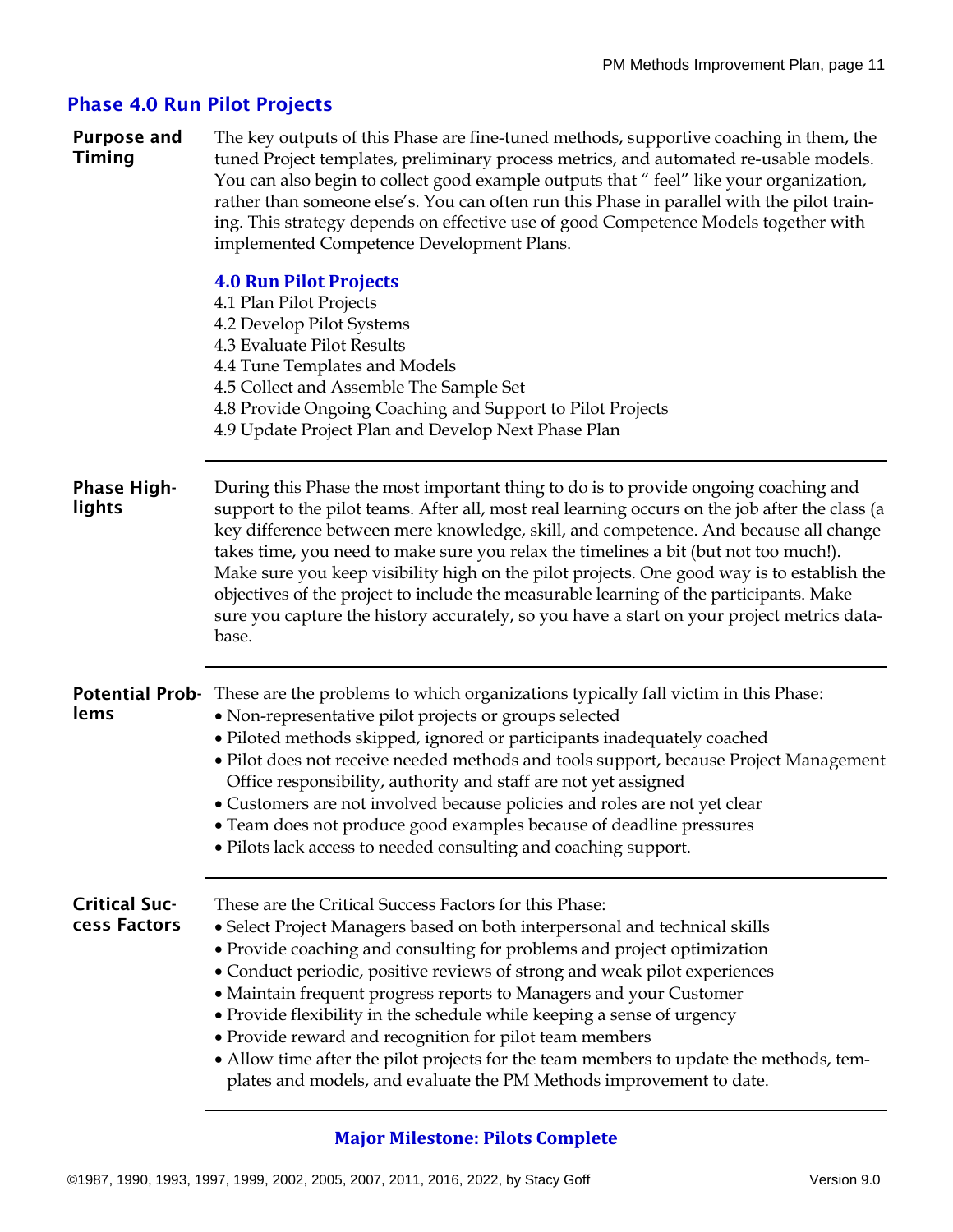## Phase 4.0 Run Pilot Projects

**Purpose and Timing**

The key outputs of this Phase are fine-tuned methods, supportive coaching in them, the tuned Project templates, preliminary process metrics, and automated re-usable models. You can also begin to collect good example outputs that " feel" like your organization, rather than someone else's. You can often run this Phase in parallel with the pilot training. This strategy depends on effective use of good Competence Models together with implemented Competence Development Plans.

### 4.0 Run Pilot Projects

4.1 Plan Pilot Projects
4.2 Develop Pilot Systems
4.3 Evaluate Pilot Results
4.4 Tune Templates and Models
4.5 Collect and Assemble The Sample Set
4.8 Provide Ongoing Coaching and Support to Pilot Projects
4.9 Update Project Plan and Develop Next Phase Plan

---

**Phase Highlights**

During this Phase the most important thing to do is to provide ongoing coaching and support to the pilot teams. After all, most real learning occurs on the job after the class (a key difference between mere knowledge, skill, and competence. And because all change takes time, you need to make sure you relax the timelines a bit (but not too much!). Make sure you keep visibility high on the pilot projects. One good way is to establish the objectives of the project to include the measurable learning of the participants. Make sure you capture the history accurately, so you have a start on your project metrics database.

---

**Potential Problems**

These are the problems to which organizations typically fall victim in this Phase:

- Non-representative pilot projects or groups selected
- Piloted methods skipped, ignored or participants inadequately coached
- Pilot does not receive needed methods and tools support, because Project Management Office responsibility, authority and staff are not yet assigned
- Customers are not involved because policies and roles are not yet clear
- Team does not produce good examples because of deadline pressures
- Pilots lack access to needed consulting and coaching support.

---

**Critical Success Factors**

These are the Critical Success Factors for this Phase:

- Select Project Managers based on both interpersonal and technical skills
- Provide coaching and consulting for problems and project optimization
- Conduct periodic, positive reviews of strong and weak pilot experiences
- Maintain frequent progress reports to Managers and your Customer
- Provide flexibility in the schedule while keeping a sense of urgency
- Provide reward and recognition for pilot team members
- Allow time after the pilot projects for the team members to update the methods, templates and models, and evaluate the PM Methods improvement to date.

---

**Major Milestone: Pilots Complete**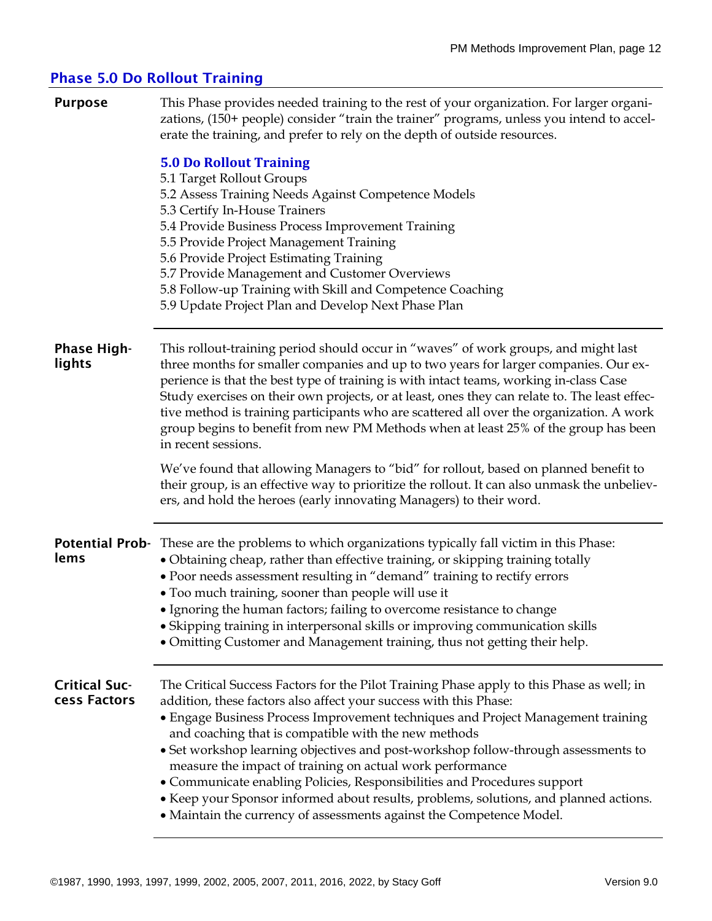## Phase 5.0 Do Rollout Training

**Purpose**

This Phase provides needed training to the rest of your organization. For larger organizations, (150+ people) consider “train the trainer” programs, unless you intend to accelerate the training, and prefer to rely on the depth of outside resources.

**5.0 Do Rollout Training**

5.1 Target Rollout Groups
5.2 Assess Training Needs Against Competence Models
5.3 Certify In-House Trainers
5.4 Provide Business Process Improvement Training
5.5 Provide Project Management Training
5.6 Provide Project Estimating Training
5.7 Provide Management and Customer Overviews
5.8 Follow-up Training with Skill and Competence Coaching
5.9 Update Project Plan and Develop Next Phase Plan

---

**Phase Highlights**

This rollout-training period should occur in “waves” of work groups, and might last three months for smaller companies and up to two years for larger companies. Our experience is that the best type of training is with intact teams, working in-class Case Study exercises on their own projects, or at least, ones they can relate to. The least effective method is training participants who are scattered all over the organization. A work group begins to benefit from new PM Methods when at least 25% of the group has been in recent sessions.

We’ve found that allowing Managers to “bid” for rollout, based on planned benefit to their group, is an effective way to prioritize the rollout. It can also unmask the unbelievers, and hold the heroes (early innovating Managers) to their word.

---

**Potential Problems**

These are the problems to which organizations typically fall victim in this Phase:

- Obtaining cheap, rather than effective training, or skipping training totally
- Poor needs assessment resulting in “demand” training to rectify errors
- Too much training, sooner than people will use it
- Ignoring the human factors; failing to overcome resistance to change
- Skipping training in interpersonal skills or improving communication skills
- Omitting Customer and Management training, thus not getting their help.

---

**Critical Success Factors**

The Critical Success Factors for the Pilot Training Phase apply to this Phase as well; in addition, these factors also affect your success with this Phase:

- Engage Business Process Improvement techniques and Project Management training and coaching that is compatible with the new methods
- Set workshop learning objectives and post-workshop follow-through assessments to measure the impact of training on actual work performance
- Communicate enabling Policies, Responsibilities and Procedures support
- Keep your Sponsor informed about results, problems, solutions, and planned actions.
- Maintain the currency of assessments against the Competence Model.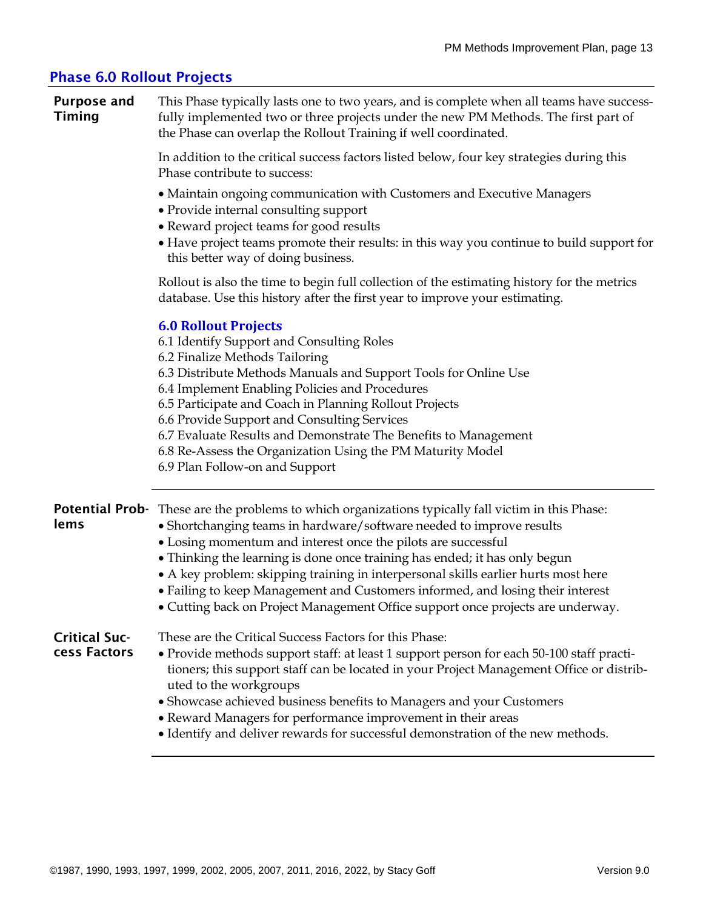## Phase 6.0 Rollout Projects

**Purpose and Timing**

This Phase typically lasts one to two years, and is complete when all teams have successfully implemented two or three projects under the new PM Methods. The first part of the Phase can overlap the Rollout Training if well coordinated.

In addition to the critical success factors listed below, four key strategies during this Phase contribute to success:

- Maintain ongoing communication with Customers and Executive Managers
- Provide internal consulting support
- Reward project teams for good results
- Have project teams promote their results: in this way you continue to build support for this better way of doing business.

Rollout is also the time to begin full collection of the estimating history for the metrics database. Use this history after the first year to improve your estimating.

**6.0 Rollout Projects**

6.1 Identify Support and Consulting Roles
6.2 Finalize Methods Tailoring
6.3 Distribute Methods Manuals and Support Tools for Online Use
6.4 Implement Enabling Policies and Procedures
6.5 Participate and Coach in Planning Rollout Projects
6.6 Provide Support and Consulting Services
6.7 Evaluate Results and Demonstrate The Benefits to Management
6.8 Re-Assess the Organization Using the PM Maturity Model
6.9 Plan Follow-on and Support

---

**Potential Problems**

These are the problems to which organizations typically fall victim in this Phase:

- Shortchanging teams in hardware/software needed to improve results
- Losing momentum and interest once the pilots are successful
- Thinking the learning is done once training has ended; it has only begun
- A key problem: skipping training in interpersonal skills earlier hurts most here
- Failing to keep Management and Customers informed, and losing their interest
- Cutting back on Project Management Office support once projects are underway.

**Critical Success Factors**

These are the Critical Success Factors for this Phase:

- Provide methods support staff: at least 1 support person for each 50-100 staff practitioners; this support staff can be located in your Project Management Office or distributed to the workgroups
- Showcase achieved business benefits to Managers and your Customers
- Reward Managers for performance improvement in their areas
- Identify and deliver rewards for successful demonstration of the new methods.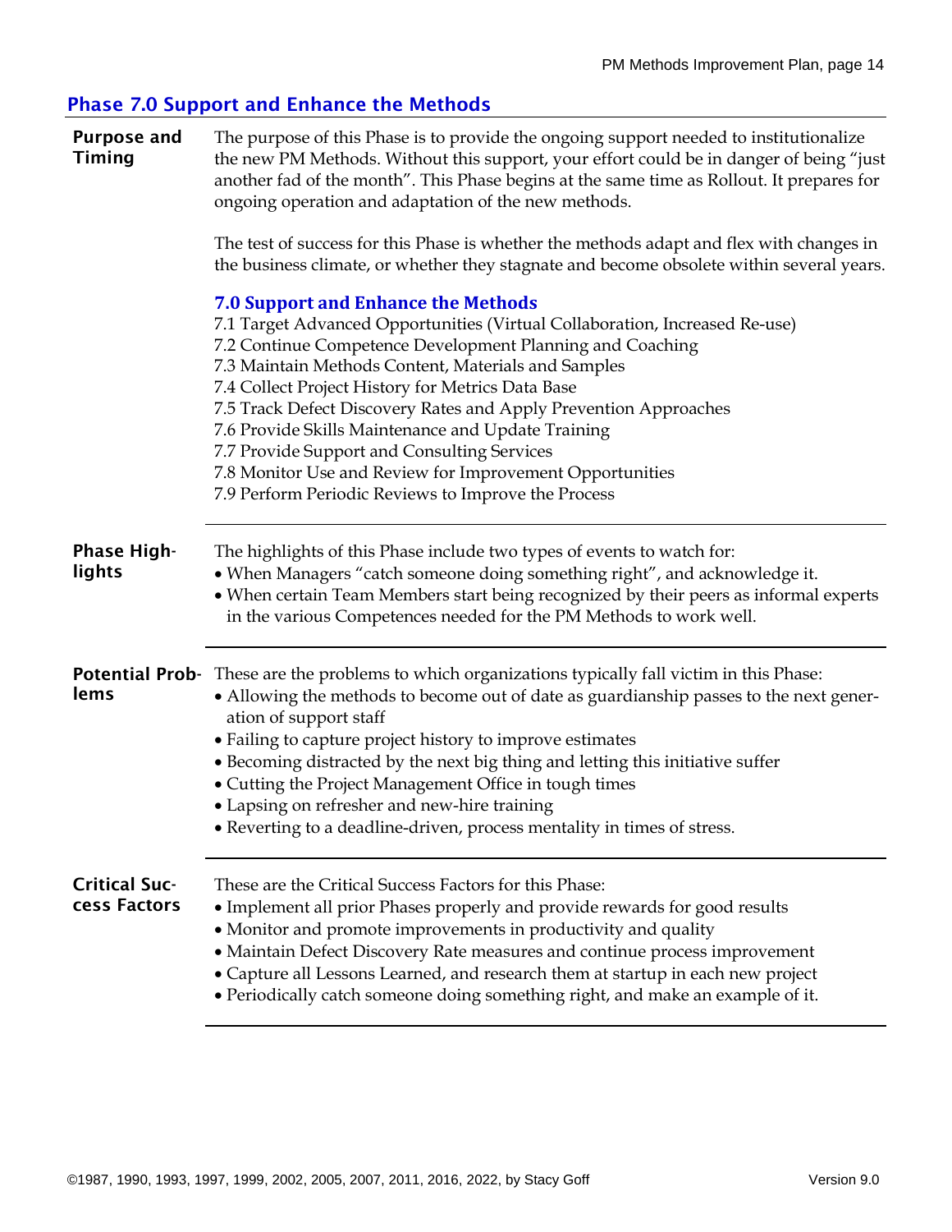## Phase 7.0 Support and Enhance the Methods

**Purpose and Timing**

The purpose of this Phase is to provide the ongoing support needed to institutionalize the new PM Methods. Without this support, your effort could be in danger of being "just another fad of the month". This Phase begins at the same time as Rollout. It prepares for ongoing operation and adaptation of the new methods.

The test of success for this Phase is whether the methods adapt and flex with changes in the business climate, or whether they stagnate and become obsolete within several years.

### 7.0 Support and Enhance the Methods

7.1 Target Advanced Opportunities (Virtual Collaboration, Increased Re-use)
7.2 Continue Competence Development Planning and Coaching
7.3 Maintain Methods Content, Materials and Samples
7.4 Collect Project History for Metrics Data Base
7.5 Track Defect Discovery Rates and Apply Prevention Approaches
7.6 Provide Skills Maintenance and Update Training
7.7 Provide Support and Consulting Services
7.8 Monitor Use and Review for Improvement Opportunities
7.9 Perform Periodic Reviews to Improve the Process

**Phase Highlights**

The highlights of this Phase include two types of events to watch for:

- When Managers "catch someone doing something right", and acknowledge it.
- When certain Team Members start being recognized by their peers as informal experts in the various Competences needed for the PM Methods to work well.

**Potential Problems**

These are the problems to which organizations typically fall victim in this Phase:

- Allowing the methods to become out of date as guardianship passes to the next generation of support staff
- Failing to capture project history to improve estimates
- Becoming distracted by the next big thing and letting this initiative suffer
- Cutting the Project Management Office in tough times
- Lapsing on refresher and new-hire training
- Reverting to a deadline-driven, process mentality in times of stress.

**Critical Success Factors**

These are the Critical Success Factors for this Phase:

- Implement all prior Phases properly and provide rewards for good results
- Monitor and promote improvements in productivity and quality
- Maintain Defect Discovery Rate measures and continue process improvement
- Capture all Lessons Learned, and research them at startup in each new project
- Periodically catch someone doing something right, and make an example of it.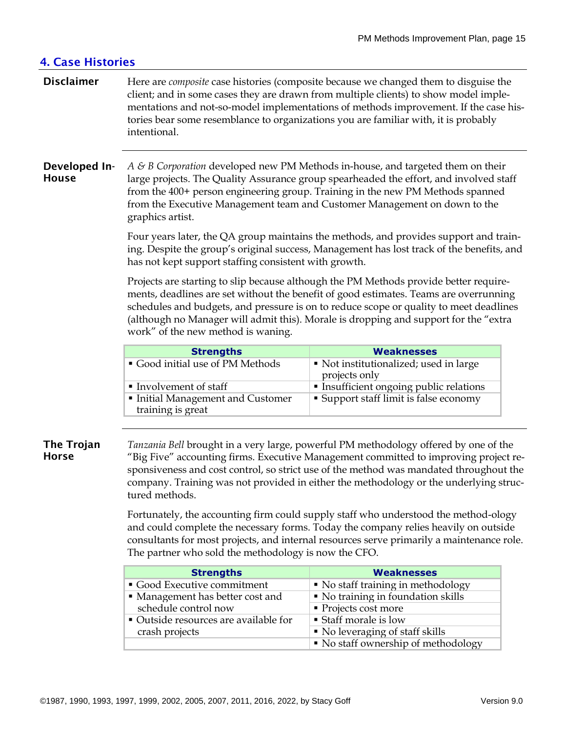## 4. Case Histories

**Disclaimer**

Here are *composite* case histories (composite because we changed them to disguise the client; and in some cases they are drawn from multiple clients) to show model implementations and not-so-model implementations of methods improvement. If the case histories bear some resemblance to organizations you are familiar with, it is probably intentional.

**Developed In-House**

*A & B Corporation* developed new PM Methods in-house, and targeted them on their large projects. The Quality Assurance group spearheaded the effort, and involved staff from the 400+ person engineering group. Training in the new PM Methods spanned from the Executive Management team and Customer Management on down to the graphics artist.

Four years later, the QA group maintains the methods, and provides support and training. Despite the group's original success, Management has lost track of the benefits, and has not kept support staffing consistent with growth.

Projects are starting to slip because although the PM Methods provide better requirements, deadlines are set without the benefit of good estimates. Teams are overrunning schedules and budgets, and pressure is on to reduce scope or quality to meet deadlines (although no Manager will admit this). Morale is dropping and support for the "extra work" of the new method is waning.

| Strengths | Weaknesses |
|---|---|
| ▪ Good initial use of PM Methods | ▪ Not institutionalized; used in large projects only |
| ▪ Involvement of staff | ▪ Insufficient ongoing public relations |
| ▪ Initial Management and Customer training is great | ▪ Support staff limit is false economy |

**The Trojan Horse**

*Tanzania Bell* brought in a very large, powerful PM methodology offered by one of the "Big Five" accounting firms. Executive Management committed to improving project responsiveness and cost control, so strict use of the method was mandated throughout the company. Training was not provided in either the methodology or the underlying structured methods.

Fortunately, the accounting firm could supply staff who understood the method-ology and could complete the necessary forms. Today the company relies heavily on outside consultants for most projects, and internal resources serve primarily a maintenance role. The partner who sold the methodology is now the CFO.

| Strengths | Weaknesses |
|---|---|
| ▪ Good Executive commitment | ▪ No staff training in methodology |
| ▪ Management has better cost and schedule control now | ▪ No training in foundation skills<br>▪ Projects cost more |
| ▪ Outside resources are available for crash projects | ▪ Staff morale is low<br>▪ No leveraging of staff skills |
| | ▪ No staff ownership of methodology |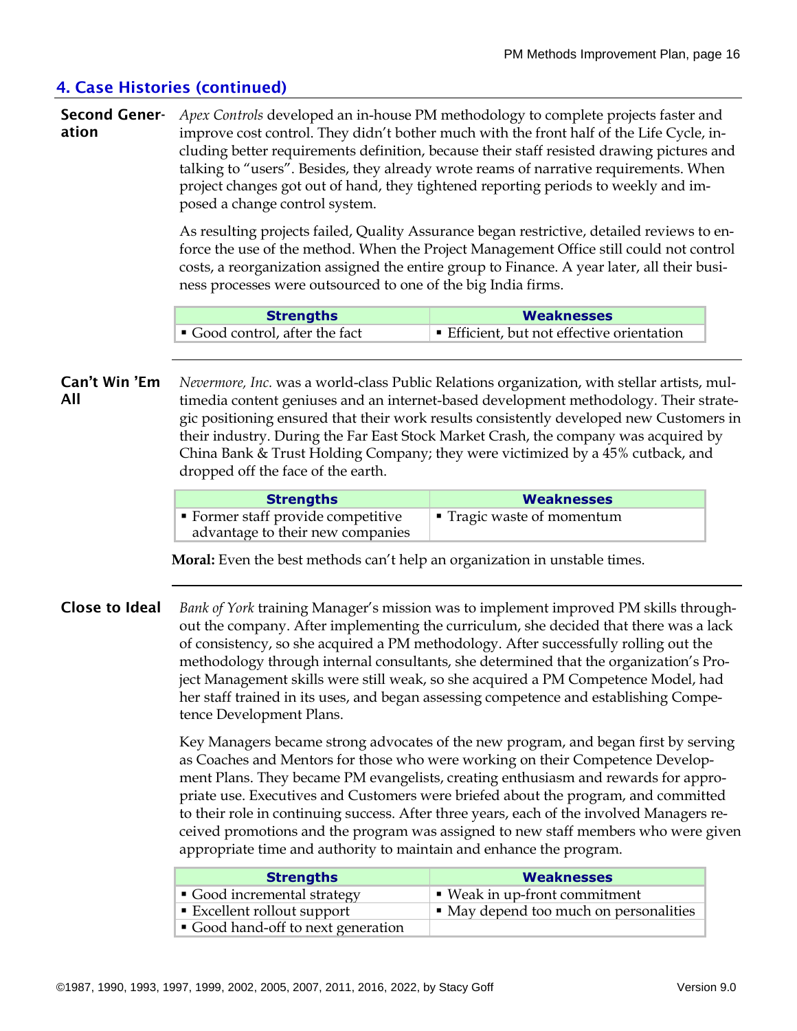## 4. Case Histories (continued)

**Second Generation**

*Apex Controls* developed an in-house PM methodology to complete projects faster and improve cost control. They didn't bother much with the front half of the Life Cycle, including better requirements definition, because their staff resisted drawing pictures and talking to "users". Besides, they already wrote reams of narrative requirements. When project changes got out of hand, they tightened reporting periods to weekly and imposed a change control system.

As resulting projects failed, Quality Assurance began restrictive, detailed reviews to enforce the use of the method. When the Project Management Office still could not control costs, a reorganization assigned the entire group to Finance. A year later, all their business processes were outsourced to one of the big India firms.

| Strengths | Weaknesses |
|---|---|
| ▪ Good control, after the fact | ▪ Efficient, but not effective orientation |

**Can't Win 'Em All**

*Nevermore, Inc.* was a world-class Public Relations organization, with stellar artists, multimedia content geniuses and an internet-based development methodology. Their strategic positioning ensured that their work results consistently developed new Customers in their industry. During the Far East Stock Market Crash, the company was acquired by China Bank & Trust Holding Company; they were victimized by a 45% cutback, and dropped off the face of the earth.

| Strengths | Weaknesses |
|---|---|
| ▪ Former staff provide competitive advantage to their new companies | ▪ Tragic waste of momentum |

**Moral:** Even the best methods can't help an organization in unstable times.

**Close to Ideal**

*Bank of York* training Manager's mission was to implement improved PM skills throughout the company. After implementing the curriculum, she decided that there was a lack of consistency, so she acquired a PM methodology. After successfully rolling out the methodology through internal consultants, she determined that the organization's Project Management skills were still weak, so she acquired a PM Competence Model, had her staff trained in its uses, and began assessing competence and establishing Competence Development Plans.

Key Managers became strong advocates of the new program, and began first by serving as Coaches and Mentors for those who were working on their Competence Development Plans. They became PM evangelists, creating enthusiasm and rewards for appropriate use. Executives and Customers were briefed about the program, and committed to their role in continuing success. After three years, each of the involved Managers received promotions and the program was assigned to new staff members who were given appropriate time and authority to maintain and enhance the program.

| Strengths | Weaknesses |
|---|---|
| ▪ Good incremental strategy | ▪ Weak in up-front commitment |
| ▪ Excellent rollout support | ▪ May depend too much on personalities |
| ▪ Good hand-off to next generation | |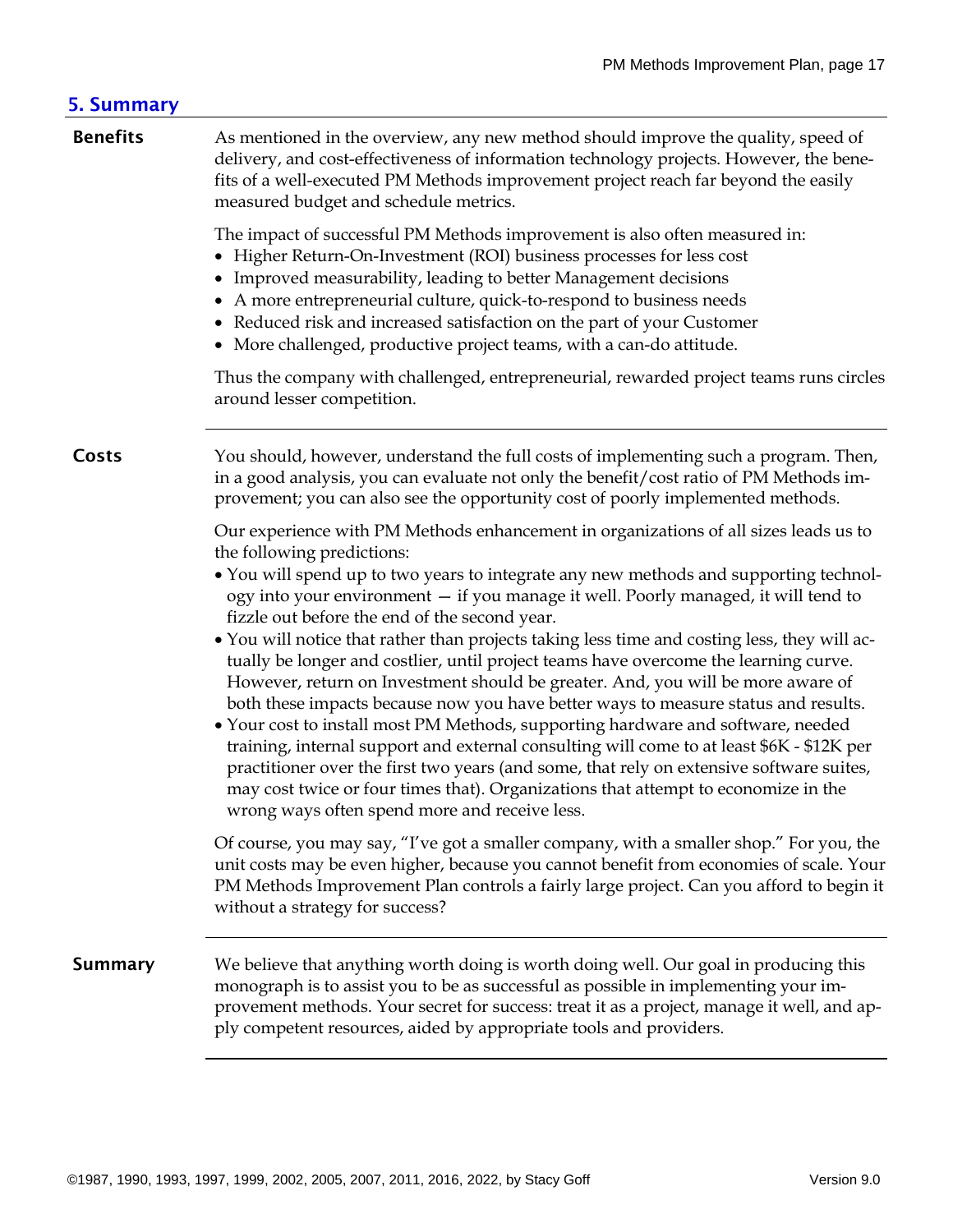## 5. Summary

### Benefits

As mentioned in the overview, any new method should improve the quality, speed of delivery, and cost-effectiveness of information technology projects. However, the benefits of a well-executed PM Methods improvement project reach far beyond the easily measured budget and schedule metrics.

The impact of successful PM Methods improvement is also often measured in:

- Higher Return-On-Investment (ROI) business processes for less cost
- Improved measurability, leading to better Management decisions
- A more entrepreneurial culture, quick-to-respond to business needs
- Reduced risk and increased satisfaction on the part of your Customer
- More challenged, productive project teams, with a can-do attitude.

Thus the company with challenged, entrepreneurial, rewarded project teams runs circles around lesser competition.

### Costs

You should, however, understand the full costs of implementing such a program. Then, in a good analysis, you can evaluate not only the benefit/cost ratio of PM Methods improvement; you can also see the opportunity cost of poorly implemented methods.

Our experience with PM Methods enhancement in organizations of all sizes leads us to the following predictions:

- You will spend up to two years to integrate any new methods and supporting technology into your environment — if you manage it well. Poorly managed, it will tend to fizzle out before the end of the second year.
- You will notice that rather than projects taking less time and costing less, they will actually be longer and costlier, until project teams have overcome the learning curve. However, return on Investment should be greater. And, you will be more aware of both these impacts because now you have better ways to measure status and results.
- Your cost to install most PM Methods, supporting hardware and software, needed training, internal support and external consulting will come to at least $6K - $12K per practitioner over the first two years (and some, that rely on extensive software suites, may cost twice or four times that). Organizations that attempt to economize in the wrong ways often spend more and receive less.

Of course, you may say, “I’ve got a smaller company, with a smaller shop.” For you, the unit costs may be even higher, because you cannot benefit from economies of scale. Your PM Methods Improvement Plan controls a fairly large project. Can you afford to begin it without a strategy for success?

### Summary

We believe that anything worth doing is worth doing well. Our goal in producing this monograph is to assist you to be as successful as possible in implementing your improvement methods. Your secret for success: treat it as a project, manage it well, and apply competent resources, aided by appropriate tools and providers.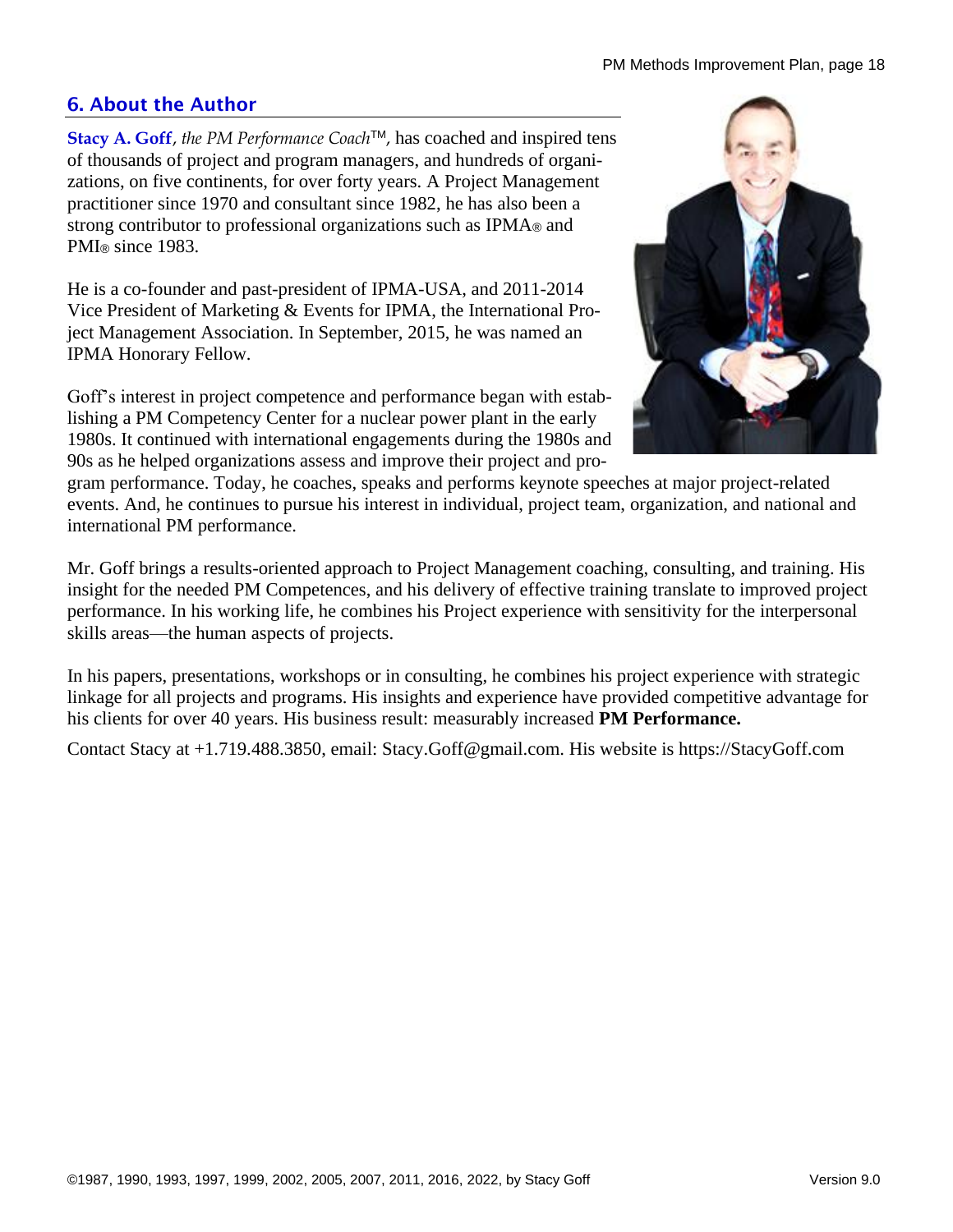## 6. About the Author

**Stacy A. Goff**, *the PM Performance Coach*™, has coached and inspired tens of thousands of project and program managers, and hundreds of organizations, on five continents, for over forty years. A Project Management practitioner since 1970 and consultant since 1982, he has also been a strong contributor to professional organizations such as IPMA® and PMI® since 1983.

He is a co-founder and past-president of IPMA-USA, and 2011-2014 Vice President of Marketing & Events for IPMA, the International Project Management Association. In September, 2015, he was named an IPMA Honorary Fellow.

Goff's interest in project competence and performance began with establishing a PM Competency Center for a nuclear power plant in the early 1980s. It continued with international engagements during the 1980s and 90s as he helped organizations assess and improve their project and program performance. Today, he coaches, speaks and performs keynote speeches at major project-related events. And, he continues to pursue his interest in individual, project team, organization, and national and international PM performance.

Mr. Goff brings a results-oriented approach to Project Management coaching, consulting, and training. His insight for the needed PM Competences, and his delivery of effective training translate to improved project performance. In his working life, he combines his Project experience with sensitivity for the interpersonal skills areas—the human aspects of projects.

In his papers, presentations, workshops or in consulting, he combines his project experience with strategic linkage for all projects and programs. His insights and experience have provided competitive advantage for his clients for over 40 years. His business result: measurably increased **PM Performance.**

Contact Stacy at +1.719.488.3850, email: Stacy.Goff@gmail.com. His website is https://StacyGoff.com

©1987, 1990, 1993, 1997, 1999, 2002, 2005, 2007, 2011, 2016, 2022, by Stacy Goff — Version 9.0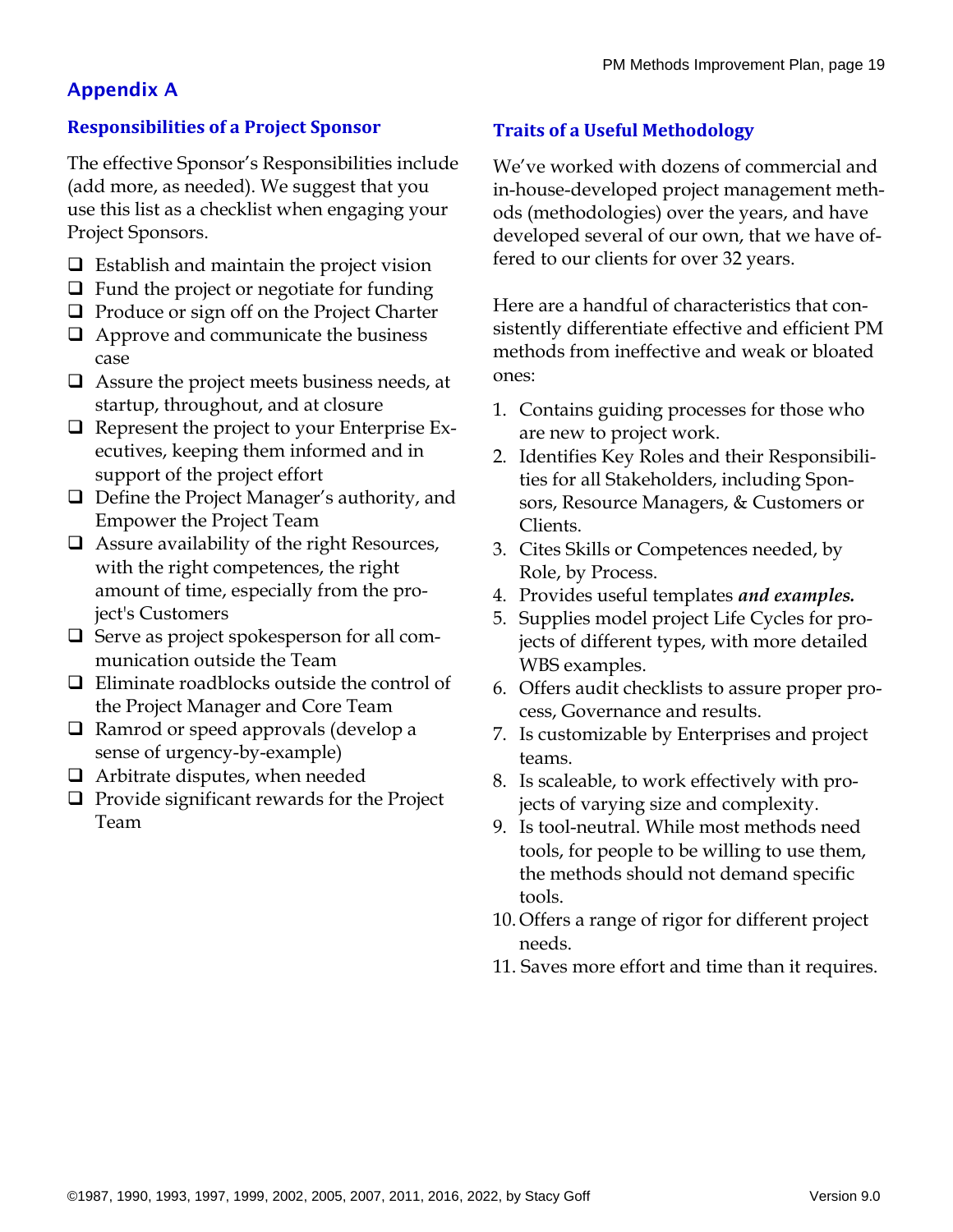# Appendix A

## Responsibilities of a Project Sponsor

The effective Sponsor's Responsibilities include (add more, as needed). We suggest that you use this list as a checklist when engaging your Project Sponsors.

- [ ] Establish and maintain the project vision
- [ ] Fund the project or negotiate for funding
- [ ] Produce or sign off on the Project Charter
- [ ] Approve and communicate the business case
- [ ] Assure the project meets business needs, at startup, throughout, and at closure
- [ ] Represent the project to your Enterprise Executives, keeping them informed and in support of the project effort
- [ ] Define the Project Manager's authority, and Empower the Project Team
- [ ] Assure availability of the right Resources, with the right competences, the right amount of time, especially from the project's Customers
- [ ] Serve as project spokesperson for all communication outside the Team
- [ ] Eliminate roadblocks outside the control of the Project Manager and Core Team
- [ ] Ramrod or speed approvals (develop a sense of urgency-by-example)
- [ ] Arbitrate disputes, when needed
- [ ] Provide significant rewards for the Project Team

## Traits of a Useful Methodology

We've worked with dozens of commercial and in-house-developed project management methods (methodologies) over the years, and have developed several of our own, that we have offered to our clients for over 32 years.

Here are a handful of characteristics that consistently differentiate effective and efficient PM methods from ineffective and weak or bloated ones:

1. Contains guiding processes for those who are new to project work.
2. Identifies Key Roles and their Responsibilities for all Stakeholders, including Sponsors, Resource Managers, & Customers or Clients.
3. Cites Skills or Competences needed, by Role, by Process.
4. Provides useful templates ***and examples.***
5. Supplies model project Life Cycles for projects of different types, with more detailed WBS examples.
6. Offers audit checklists to assure proper process, Governance and results.
7. Is customizable by Enterprises and project teams.
8. Is scaleable, to work effectively with projects of varying size and complexity.
9. Is tool-neutral. While most methods need tools, for people to be willing to use them, the methods should not demand specific tools.
10. Offers a range of rigor for different project needs.
11. Saves more effort and time than it requires.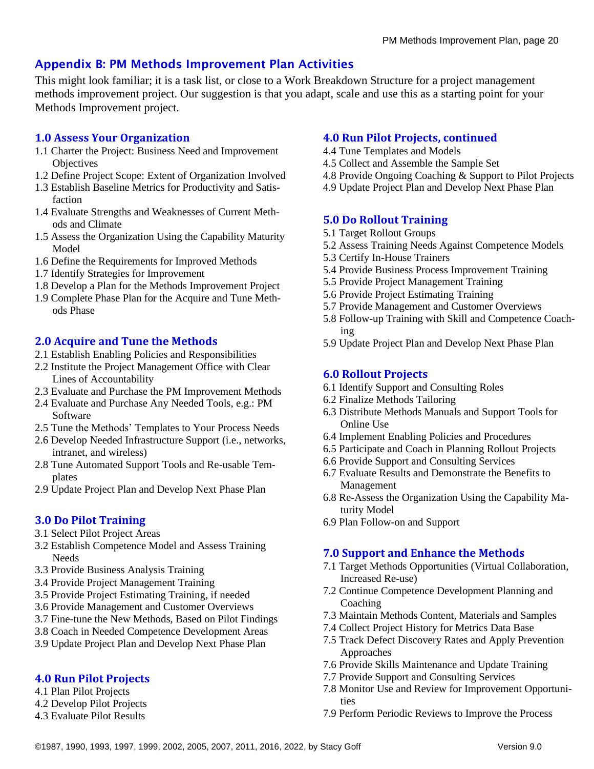## Appendix B: PM Methods Improvement Plan Activities

This might look familiar; it is a task list, or close to a Work Breakdown Structure for a project management methods improvement project. Our suggestion is that you adapt, scale and use this as a starting point for your Methods Improvement project.

### 1.0 Assess Your Organization

1.1 Charter the Project: Business Need and Improvement Objectives
1.2 Define Project Scope: Extent of Organization Involved
1.3 Establish Baseline Metrics for Productivity and Satisfaction
1.4 Evaluate Strengths and Weaknesses of Current Methods and Climate
1.5 Assess the Organization Using the Capability Maturity Model
1.6 Define the Requirements for Improved Methods
1.7 Identify Strategies for Improvement
1.8 Develop a Plan for the Methods Improvement Project
1.9 Complete Phase Plan for the Acquire and Tune Methods Phase

### 2.0 Acquire and Tune the Methods

2.1 Establish Enabling Policies and Responsibilities
2.2 Institute the Project Management Office with Clear Lines of Accountability
2.3 Evaluate and Purchase the PM Improvement Methods
2.4 Evaluate and Purchase Any Needed Tools, e.g.: PM Software
2.5 Tune the Methods' Templates to Your Process Needs
2.6 Develop Needed Infrastructure Support (i.e., networks, intranet, and wireless)
2.8 Tune Automated Support Tools and Re-usable Templates
2.9 Update Project Plan and Develop Next Phase Plan

### 3.0 Do Pilot Training

3.1 Select Pilot Project Areas
3.2 Establish Competence Model and Assess Training Needs
3.3 Provide Business Analysis Training
3.4 Provide Project Management Training
3.5 Provide Project Estimating Training, if needed
3.6 Provide Management and Customer Overviews
3.7 Fine-tune the New Methods, Based on Pilot Findings
3.8 Coach in Needed Competence Development Areas
3.9 Update Project Plan and Develop Next Phase Plan

### 4.0 Run Pilot Projects

4.1 Plan Pilot Projects
4.2 Develop Pilot Projects
4.3 Evaluate Pilot Results

### 4.0 Run Pilot Projects, continued

4.4 Tune Templates and Models
4.5 Collect and Assemble the Sample Set
4.8 Provide Ongoing Coaching & Support to Pilot Projects
4.9 Update Project Plan and Develop Next Phase Plan

### 5.0 Do Rollout Training

5.1 Target Rollout Groups
5.2 Assess Training Needs Against Competence Models
5.3 Certify In-House Trainers
5.4 Provide Business Process Improvement Training
5.5 Provide Project Management Training
5.6 Provide Project Estimating Training
5.7 Provide Management and Customer Overviews
5.8 Follow-up Training with Skill and Competence Coaching
5.9 Update Project Plan and Develop Next Phase Plan

### 6.0 Rollout Projects

6.1 Identify Support and Consulting Roles
6.2 Finalize Methods Tailoring
6.3 Distribute Methods Manuals and Support Tools for Online Use
6.4 Implement Enabling Policies and Procedures
6.5 Participate and Coach in Planning Rollout Projects
6.6 Provide Support and Consulting Services
6.7 Evaluate Results and Demonstrate the Benefits to Management
6.8 Re-Assess the Organization Using the Capability Maturity Model
6.9 Plan Follow-on and Support

### 7.0 Support and Enhance the Methods

7.1 Target Methods Opportunities (Virtual Collaboration, Increased Re-use)
7.2 Continue Competence Development Planning and Coaching
7.3 Maintain Methods Content, Materials and Samples
7.4 Collect Project History for Metrics Data Base
7.5 Track Defect Discovery Rates and Apply Prevention Approaches
7.6 Provide Skills Maintenance and Update Training
7.7 Provide Support and Consulting Services
7.8 Monitor Use and Review for Improvement Opportunities
7.9 Perform Periodic Reviews to Improve the Process